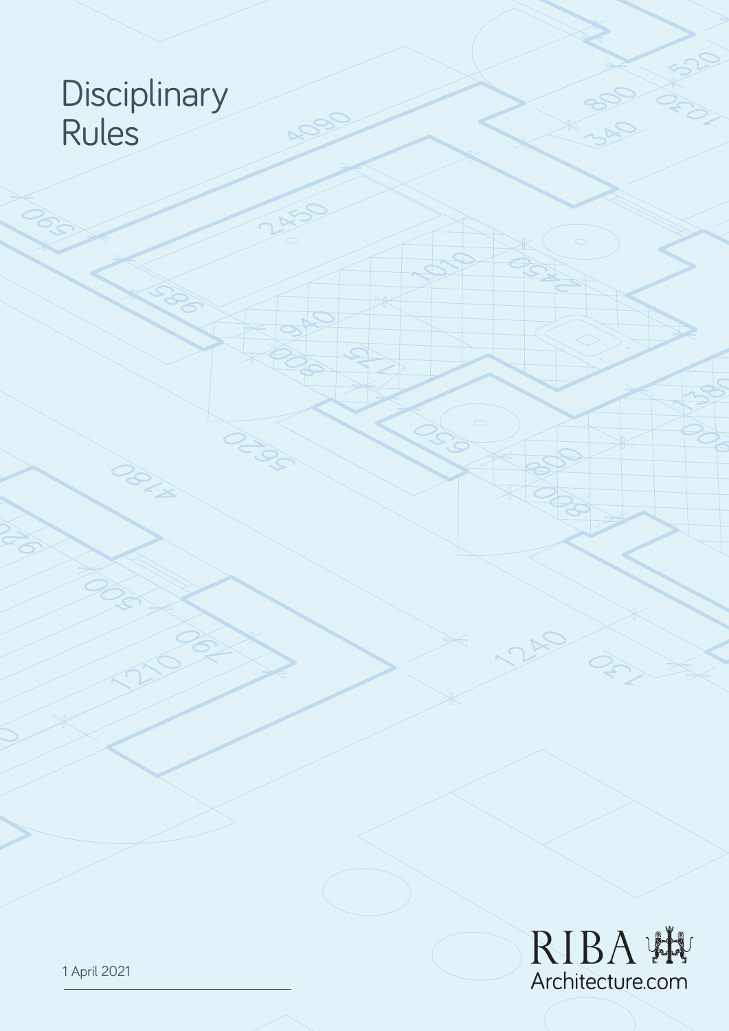# Disciplinary Rules

1 April 2021

RIBA
Architecture.com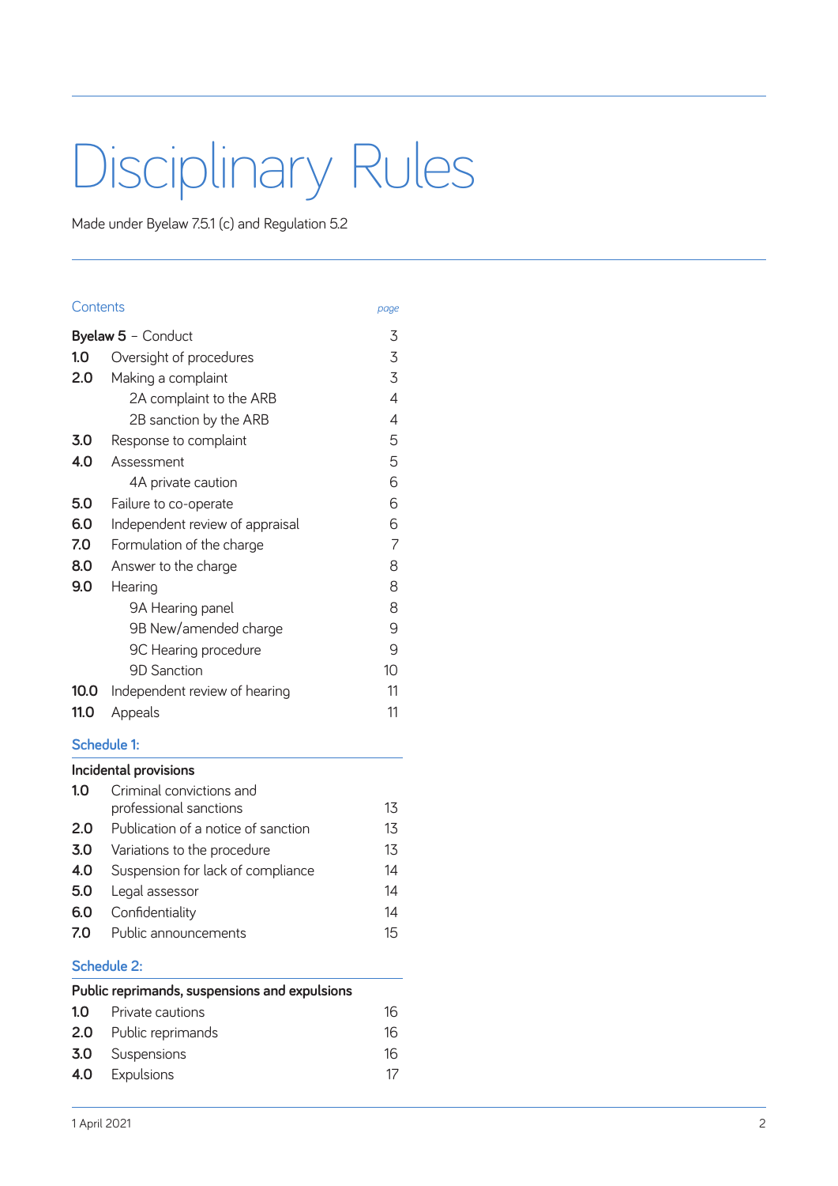# Disciplinary Rules

Made under Byelaw 7.5.1 (c) and Regulation 5.2

## Contents

| | | *page* |
|---|---|---|
| **Byelaw 5** – Conduct | | 3 |
| **1.0** | Oversight of procedures | 3 |
| **2.0** | Making a complaint | 3 |
| | 2A complaint to the ARB | 4 |
| | 2B sanction by the ARB | 4 |
| **3.0** | Response to complaint | 5 |
| **4.0** | Assessment | 5 |
| | 4A private caution | 6 |
| **5.0** | Failure to co-operate | 6 |
| **6.0** | Independent review of appraisal | 6 |
| **7.0** | Formulation of the charge | 7 |
| **8.0** | Answer to the charge | 8 |
| **9.0** | Hearing | 8 |
| | 9A Hearing panel | 8 |
| | 9B New/amended charge | 9 |
| | 9C Hearing procedure | 9 |
| | 9D Sanction | 10 |
| **10.0** | Independent review of hearing | 11 |
| **11.0** | Appeals | 11 |

### Schedule 1:

**Incidental provisions**

| | | |
|---|---|---|
| **1.0** | Criminal convictions and professional sanctions | 13 |
| **2.0** | Publication of a notice of sanction | 13 |
| **3.0** | Variations to the procedure | 13 |
| **4.0** | Suspension for lack of compliance | 14 |
| **5.0** | Legal assessor | 14 |
| **6.0** | Confidentiality | 14 |
| **7.0** | Public announcements | 15 |

### Schedule 2:

**Public reprimands, suspensions and expulsions**

| | | |
|---|---|---|
| **1.0** | Private cautions | 16 |
| **2.0** | Public reprimands | 16 |
| **3.0** | Suspensions | 16 |
| **4.0** | Expulsions | 17 |

1 April 2021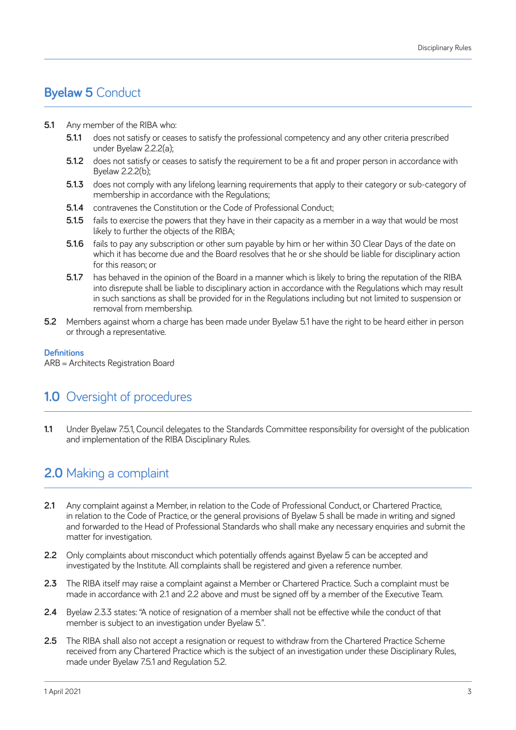## **Byelaw 5** Conduct

**5.1** Any member of the RIBA who:

- **5.1.1** does not satisfy or ceases to satisfy the professional competency and any other criteria prescribed under Byelaw 2.2.2(a);
- **5.1.2** does not satisfy or ceases to satisfy the requirement to be a fit and proper person in accordance with Byelaw 2.2.2(b);
- **5.1.3** does not comply with any lifelong learning requirements that apply to their category or sub-category of membership in accordance with the Regulations;
- **5.1.4** contravenes the Constitution or the Code of Professional Conduct;
- **5.1.5** fails to exercise the powers that they have in their capacity as a member in a way that would be most likely to further the objects of the RIBA;
- **5.1.6** fails to pay any subscription or other sum payable by him or her within 30 Clear Days of the date on which it has become due and the Board resolves that he or she should be liable for disciplinary action for this reason; or
- **5.1.7** has behaved in the opinion of the Board in a manner which is likely to bring the reputation of the RIBA into disrepute shall be liable to disciplinary action in accordance with the Regulations which may result in such sanctions as shall be provided for in the Regulations including but not limited to suspension or removal from membership.

**5.2** Members against whom a charge has been made under Byelaw 5.1 have the right to be heard either in person or through a representative.

**Definitions**
ARB = Architects Registration Board

## **1.0** Oversight of procedures

**1.1** Under Byelaw 7.5.1, Council delegates to the Standards Committee responsibility for oversight of the publication and implementation of the RIBA Disciplinary Rules.

## **2.0** Making a complaint

**2.1** Any complaint against a Member, in relation to the Code of Professional Conduct, or Chartered Practice, in relation to the Code of Practice, or the general provisions of Byelaw 5 shall be made in writing and signed and forwarded to the Head of Professional Standards who shall make any necessary enquiries and submit the matter for investigation.

**2.2** Only complaints about misconduct which potentially offends against Byelaw 5 can be accepted and investigated by the Institute. All complaints shall be registered and given a reference number.

**2.3** The RIBA itself may raise a complaint against a Member or Chartered Practice. Such a complaint must be made in accordance with 2.1 and 2.2 above and must be signed off by a member of the Executive Team.

**2.4** Byelaw 2.3.3 states: "A notice of resignation of a member shall not be effective while the conduct of that member is subject to an investigation under Byelaw 5.".

**2.5** The RIBA shall also not accept a resignation or request to withdraw from the Chartered Practice Scheme received from any Chartered Practice which is the subject of an investigation under these Disciplinary Rules, made under Byelaw 7.5.1 and Regulation 5.2.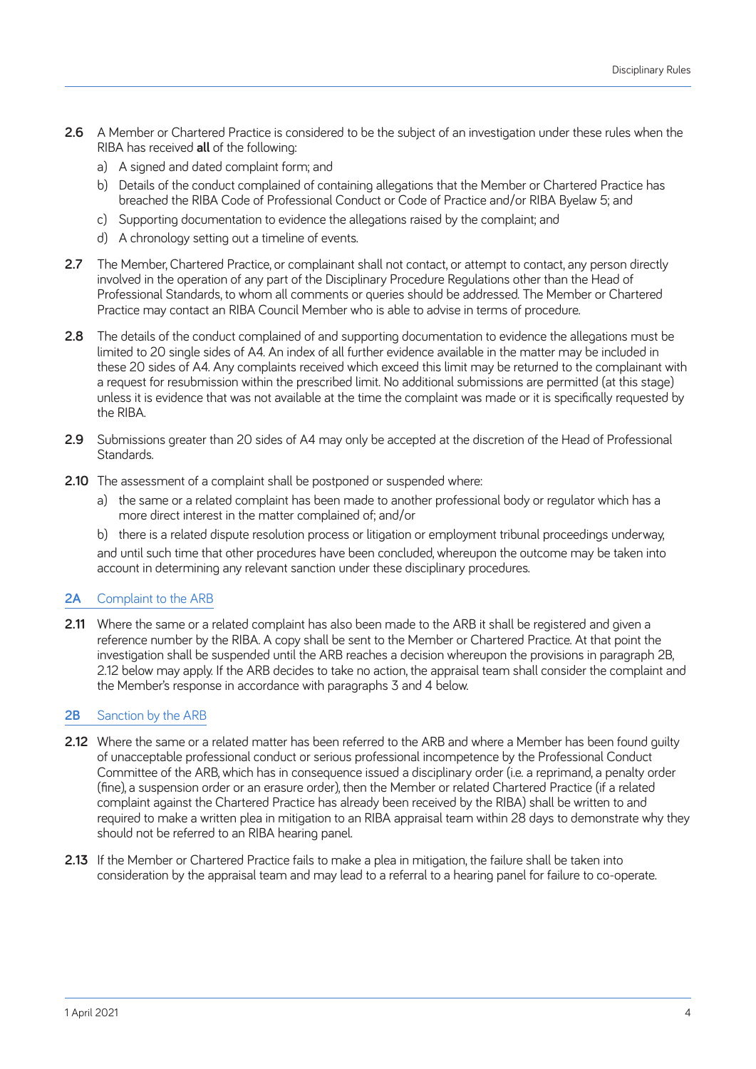**2.6** A Member or Chartered Practice is considered to be the subject of an investigation under these rules when the RIBA has received **all** of the following:

a) A signed and dated complaint form; and

b) Details of the conduct complained of containing allegations that the Member or Chartered Practice has breached the RIBA Code of Professional Conduct or Code of Practice and/or RIBA Byelaw 5; and

c) Supporting documentation to evidence the allegations raised by the complaint; and

d) A chronology setting out a timeline of events.

**2.7** The Member, Chartered Practice, or complainant shall not contact, or attempt to contact, any person directly involved in the operation of any part of the Disciplinary Procedure Regulations other than the Head of Professional Standards, to whom all comments or queries should be addressed. The Member or Chartered Practice may contact an RIBA Council Member who is able to advise in terms of procedure.

**2.8** The details of the conduct complained of and supporting documentation to evidence the allegations must be limited to 20 single sides of A4. An index of all further evidence available in the matter may be included in these 20 sides of A4. Any complaints received which exceed this limit may be returned to the complainant with a request for resubmission within the prescribed limit. No additional submissions are permitted (at this stage) unless it is evidence that was not available at the time the complaint was made or it is specifically requested by the RIBA.

**2.9** Submissions greater than 20 sides of A4 may only be accepted at the discretion of the Head of Professional Standards.

**2.10** The assessment of a complaint shall be postponed or suspended where:

a) the same or a related complaint has been made to another professional body or regulator which has a more direct interest in the matter complained of; and/or

b) there is a related dispute resolution process or litigation or employment tribunal proceedings underway,

and until such time that other procedures have been concluded, whereupon the outcome may be taken into account in determining any relevant sanction under these disciplinary procedures.

## 2A Complaint to the ARB

**2.11** Where the same or a related complaint has also been made to the ARB it shall be registered and given a reference number by the RIBA. A copy shall be sent to the Member or Chartered Practice. At that point the investigation shall be suspended until the ARB reaches a decision whereupon the provisions in paragraph 2B, 2.12 below may apply. If the ARB decides to take no action, the appraisal team shall consider the complaint and the Member's response in accordance with paragraphs 3 and 4 below.

## 2B Sanction by the ARB

**2.12** Where the same or a related matter has been referred to the ARB and where a Member has been found guilty of unacceptable professional conduct or serious professional incompetence by the Professional Conduct Committee of the ARB, which has in consequence issued a disciplinary order (i.e. a reprimand, a penalty order (fine), a suspension order or an erasure order), then the Member or related Chartered Practice (if a related complaint against the Chartered Practice has already been received by the RIBA) shall be written to and required to make a written plea in mitigation to an RIBA appraisal team within 28 days to demonstrate why they should not be referred to an RIBA hearing panel.

**2.13** If the Member or Chartered Practice fails to make a plea in mitigation, the failure shall be taken into consideration by the appraisal team and may lead to a referral to a hearing panel for failure to co-operate.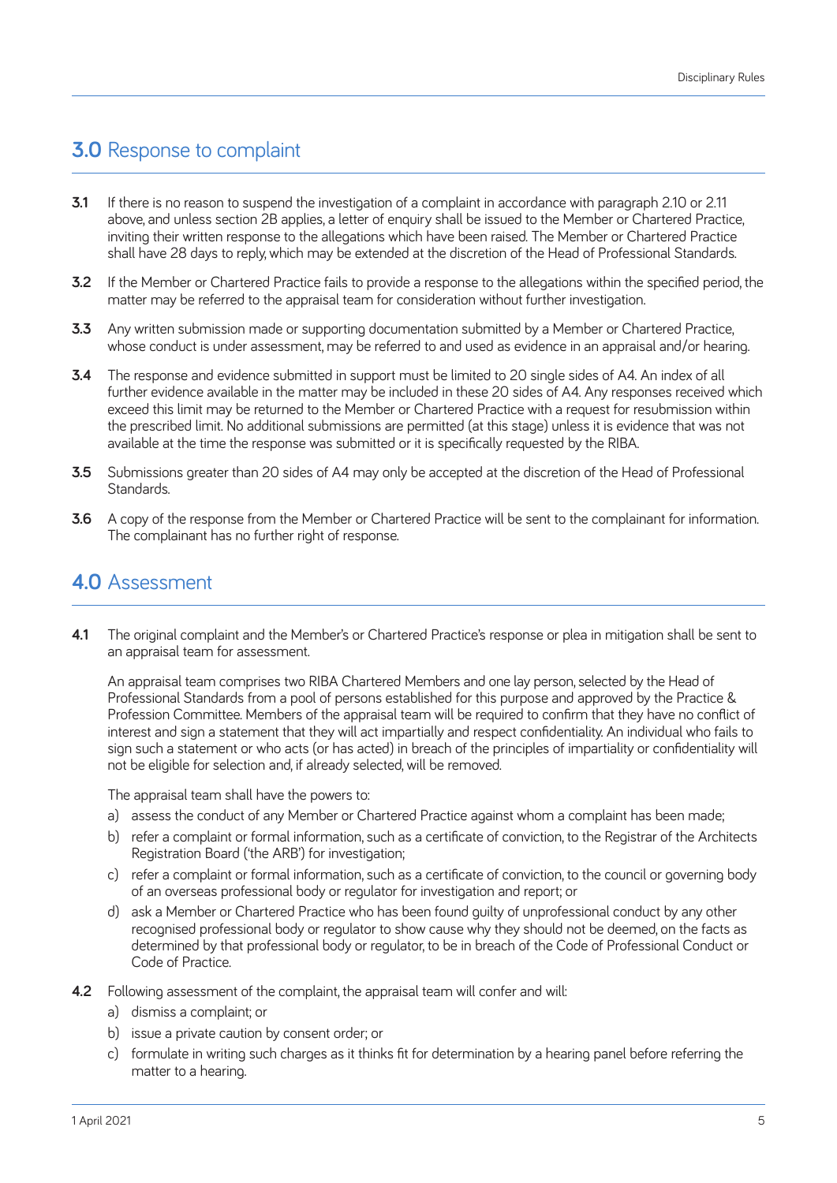## 3.0 Response to complaint

**3.1** If there is no reason to suspend the investigation of a complaint in accordance with paragraph 2.10 or 2.11 above, and unless section 2B applies, a letter of enquiry shall be issued to the Member or Chartered Practice, inviting their written response to the allegations which have been raised. The Member or Chartered Practice shall have 28 days to reply, which may be extended at the discretion of the Head of Professional Standards.

**3.2** If the Member or Chartered Practice fails to provide a response to the allegations within the specified period, the matter may be referred to the appraisal team for consideration without further investigation.

**3.3** Any written submission made or supporting documentation submitted by a Member or Chartered Practice, whose conduct is under assessment, may be referred to and used as evidence in an appraisal and/or hearing.

**3.4** The response and evidence submitted in support must be limited to 20 single sides of A4. An index of all further evidence available in the matter may be included in these 20 sides of A4. Any responses received which exceed this limit may be returned to the Member or Chartered Practice with a request for resubmission within the prescribed limit. No additional submissions are permitted (at this stage) unless it is evidence that was not available at the time the response was submitted or it is specifically requested by the RIBA.

**3.5** Submissions greater than 20 sides of A4 may only be accepted at the discretion of the Head of Professional Standards.

**3.6** A copy of the response from the Member or Chartered Practice will be sent to the complainant for information. The complainant has no further right of response.

## 4.0 Assessment

**4.1** The original complaint and the Member's or Chartered Practice's response or plea in mitigation shall be sent to an appraisal team for assessment.

An appraisal team comprises two RIBA Chartered Members and one lay person, selected by the Head of Professional Standards from a pool of persons established for this purpose and approved by the Practice & Profession Committee. Members of the appraisal team will be required to confirm that they have no conflict of interest and sign a statement that they will act impartially and respect confidentiality. An individual who fails to sign such a statement or who acts (or has acted) in breach of the principles of impartiality or confidentiality will not be eligible for selection and, if already selected, will be removed.

The appraisal team shall have the powers to:

a) assess the conduct of any Member or Chartered Practice against whom a complaint has been made;

b) refer a complaint or formal information, such as a certificate of conviction, to the Registrar of the Architects Registration Board ('the ARB') for investigation;

c) refer a complaint or formal information, such as a certificate of conviction, to the council or governing body of an overseas professional body or regulator for investigation and report; or

d) ask a Member or Chartered Practice who has been found guilty of unprofessional conduct by any other recognised professional body or regulator to show cause why they should not be deemed, on the facts as determined by that professional body or regulator, to be in breach of the Code of Professional Conduct or Code of Practice.

**4.2** Following assessment of the complaint, the appraisal team will confer and will:

a) dismiss a complaint; or

b) issue a private caution by consent order; or

c) formulate in writing such charges as it thinks fit for determination by a hearing panel before referring the matter to a hearing.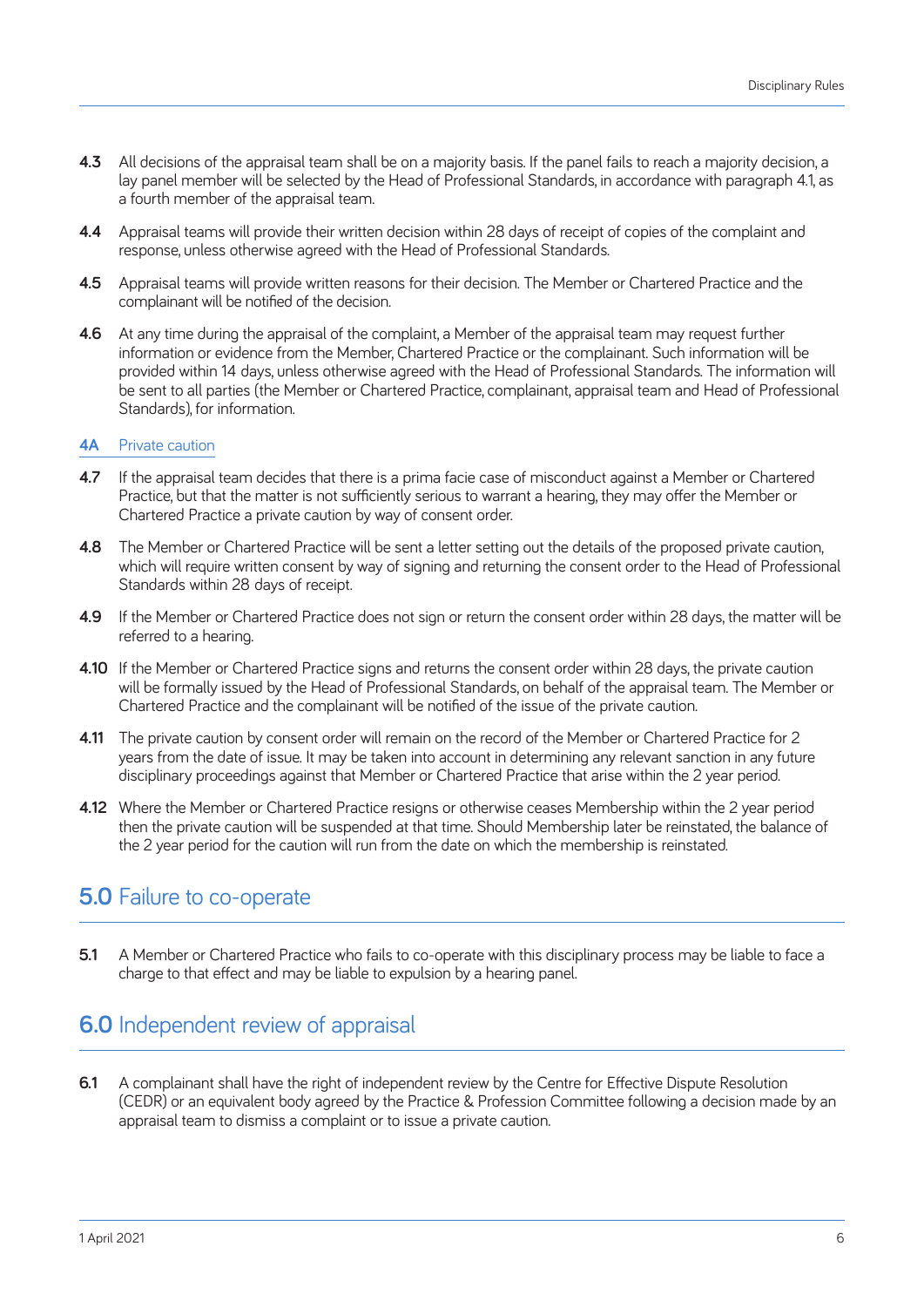**4.3** All decisions of the appraisal team shall be on a majority basis. If the panel fails to reach a majority decision, a lay panel member will be selected by the Head of Professional Standards, in accordance with paragraph 4.1, as a fourth member of the appraisal team.

**4.4** Appraisal teams will provide their written decision within 28 days of receipt of copies of the complaint and response, unless otherwise agreed with the Head of Professional Standards.

**4.5** Appraisal teams will provide written reasons for their decision. The Member or Chartered Practice and the complainant will be notified of the decision.

**4.6** At any time during the appraisal of the complaint, a Member of the appraisal team may request further information or evidence from the Member, Chartered Practice or the complainant. Such information will be provided within 14 days, unless otherwise agreed with the Head of Professional Standards. The information will be sent to all parties (the Member or Chartered Practice, complainant, appraisal team and Head of Professional Standards), for information.

### 4A Private caution

**4.7** If the appraisal team decides that there is a prima facie case of misconduct against a Member or Chartered Practice, but that the matter is not sufficiently serious to warrant a hearing, they may offer the Member or Chartered Practice a private caution by way of consent order.

**4.8** The Member or Chartered Practice will be sent a letter setting out the details of the proposed private caution, which will require written consent by way of signing and returning the consent order to the Head of Professional Standards within 28 days of receipt.

**4.9** If the Member or Chartered Practice does not sign or return the consent order within 28 days, the matter will be referred to a hearing.

**4.10** If the Member or Chartered Practice signs and returns the consent order within 28 days, the private caution will be formally issued by the Head of Professional Standards, on behalf of the appraisal team. The Member or Chartered Practice and the complainant will be notified of the issue of the private caution.

**4.11** The private caution by consent order will remain on the record of the Member or Chartered Practice for 2 years from the date of issue. It may be taken into account in determining any relevant sanction in any future disciplinary proceedings against that Member or Chartered Practice that arise within the 2 year period.

**4.12** Where the Member or Chartered Practice resigns or otherwise ceases Membership within the 2 year period then the private caution will be suspended at that time. Should Membership later be reinstated, the balance of the 2 year period for the caution will run from the date on which the membership is reinstated.

## 5.0 Failure to co-operate

**5.1** A Member or Chartered Practice who fails to co-operate with this disciplinary process may be liable to face a charge to that effect and may be liable to expulsion by a hearing panel.

## 6.0 Independent review of appraisal

**6.1** A complainant shall have the right of independent review by the Centre for Effective Dispute Resolution (CEDR) or an equivalent body agreed by the Practice & Profession Committee following a decision made by an appraisal team to dismiss a complaint or to issue a private caution.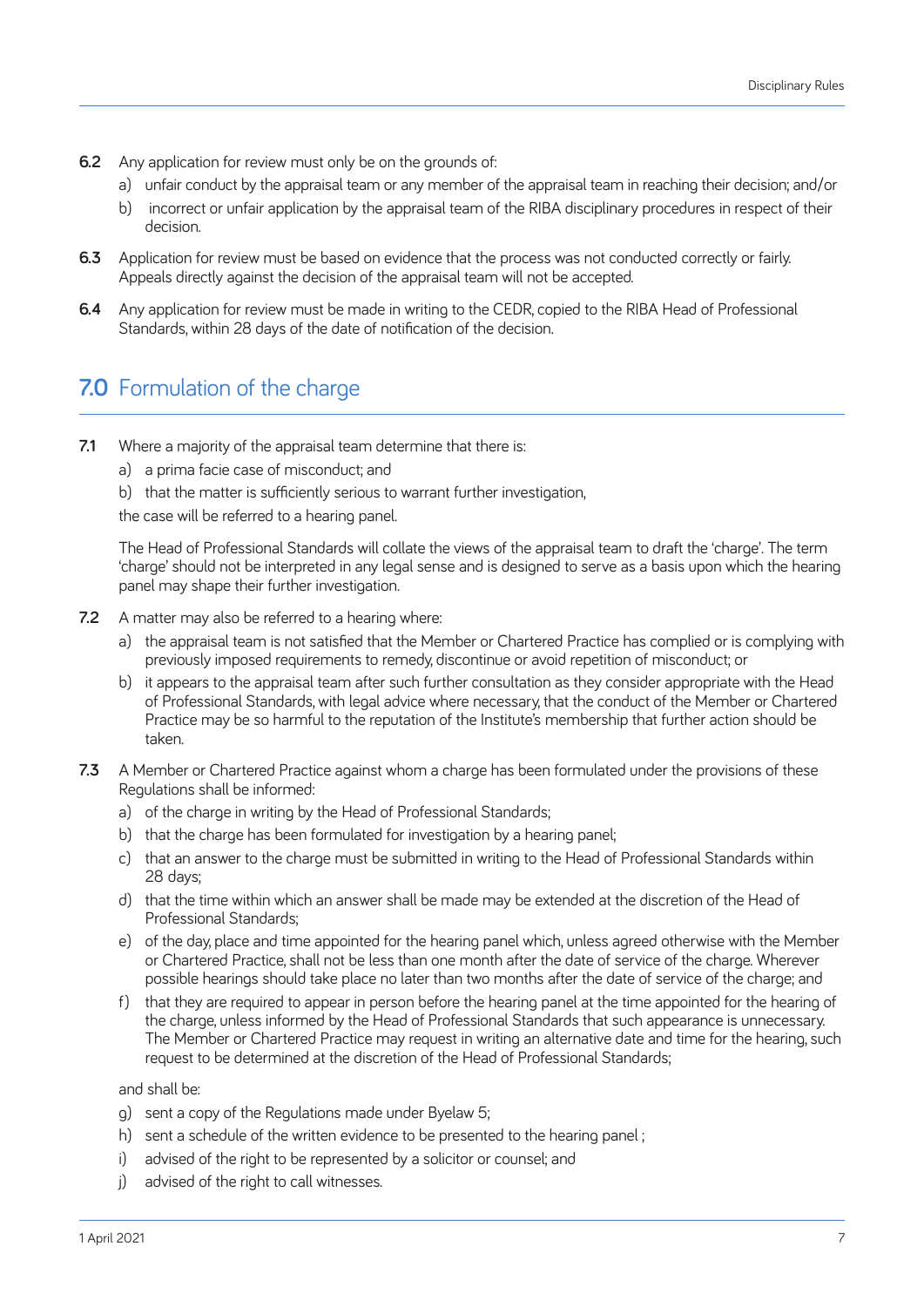**6.2** Any application for review must only be on the grounds of:

a) unfair conduct by the appraisal team or any member of the appraisal team in reaching their decision; and/or

b) incorrect or unfair application by the appraisal team of the RIBA disciplinary procedures in respect of their decision.

**6.3** Application for review must be based on evidence that the process was not conducted correctly or fairly. Appeals directly against the decision of the appraisal team will not be accepted.

**6.4** Any application for review must be made in writing to the CEDR, copied to the RIBA Head of Professional Standards, within 28 days of the date of notification of the decision.

## 7.0 Formulation of the charge

**7.1** Where a majority of the appraisal team determine that there is:

a) a prima facie case of misconduct; and

b) that the matter is sufficiently serious to warrant further investigation,

the case will be referred to a hearing panel.

The Head of Professional Standards will collate the views of the appraisal team to draft the 'charge'. The term 'charge' should not be interpreted in any legal sense and is designed to serve as a basis upon which the hearing panel may shape their further investigation.

**7.2** A matter may also be referred to a hearing where:

a) the appraisal team is not satisfied that the Member or Chartered Practice has complied or is complying with previously imposed requirements to remedy, discontinue or avoid repetition of misconduct; or

b) it appears to the appraisal team after such further consultation as they consider appropriate with the Head of Professional Standards, with legal advice where necessary, that the conduct of the Member or Chartered Practice may be so harmful to the reputation of the Institute's membership that further action should be taken.

**7.3** A Member or Chartered Practice against whom a charge has been formulated under the provisions of these Regulations shall be informed:

a) of the charge in writing by the Head of Professional Standards;

b) that the charge has been formulated for investigation by a hearing panel;

c) that an answer to the charge must be submitted in writing to the Head of Professional Standards within 28 days;

d) that the time within which an answer shall be made may be extended at the discretion of the Head of Professional Standards;

e) of the day, place and time appointed for the hearing panel which, unless agreed otherwise with the Member or Chartered Practice, shall not be less than one month after the date of service of the charge. Wherever possible hearings should take place no later than two months after the date of service of the charge; and

f) that they are required to appear in person before the hearing panel at the time appointed for the hearing of the charge, unless informed by the Head of Professional Standards that such appearance is unnecessary. The Member or Chartered Practice may request in writing an alternative date and time for the hearing, such request to be determined at the discretion of the Head of Professional Standards;

and shall be:

g) sent a copy of the Regulations made under Byelaw 5;

h) sent a schedule of the written evidence to be presented to the hearing panel ;

i) advised of the right to be represented by a solicitor or counsel; and

j) advised of the right to call witnesses.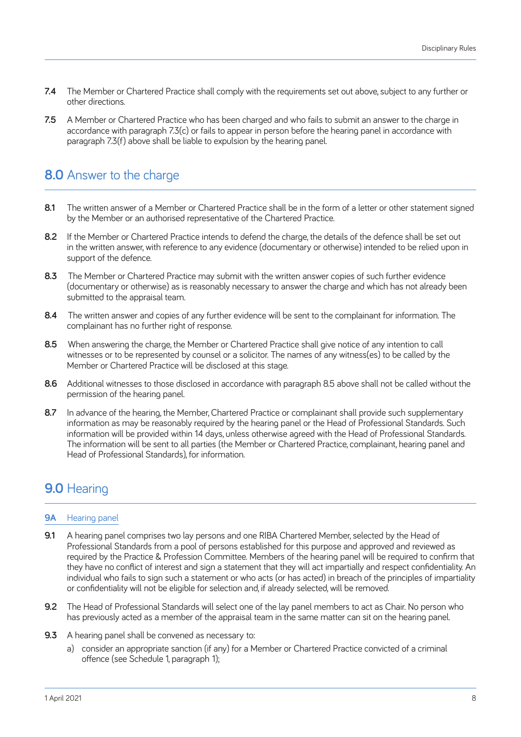**7.4** The Member or Chartered Practice shall comply with the requirements set out above, subject to any further or other directions.

**7.5** A Member or Chartered Practice who has been charged and who fails to submit an answer to the charge in accordance with paragraph 7.3(c) or fails to appear in person before the hearing panel in accordance with paragraph 7.3(f) above shall be liable to expulsion by the hearing panel.

## 8.0 Answer to the charge

**8.1** The written answer of a Member or Chartered Practice shall be in the form of a letter or other statement signed by the Member or an authorised representative of the Chartered Practice.

**8.2** If the Member or Chartered Practice intends to defend the charge, the details of the defence shall be set out in the written answer, with reference to any evidence (documentary or otherwise) intended to be relied upon in support of the defence.

**8.3** The Member or Chartered Practice may submit with the written answer copies of such further evidence (documentary or otherwise) as is reasonably necessary to answer the charge and which has not already been submitted to the appraisal team.

**8.4** The written answer and copies of any further evidence will be sent to the complainant for information. The complainant has no further right of response.

**8.5** When answering the charge, the Member or Chartered Practice shall give notice of any intention to call witnesses or to be represented by counsel or a solicitor. The names of any witness(es) to be called by the Member or Chartered Practice will be disclosed at this stage.

**8.6** Additional witnesses to those disclosed in accordance with paragraph 8.5 above shall not be called without the permission of the hearing panel.

**8.7** In advance of the hearing, the Member, Chartered Practice or complainant shall provide such supplementary information as may be reasonably required by the hearing panel or the Head of Professional Standards. Such information will be provided within 14 days, unless otherwise agreed with the Head of Professional Standards. The information will be sent to all parties (the Member or Chartered Practice, complainant, hearing panel and Head of Professional Standards), for information.

## 9.0 Hearing

### 9A Hearing panel

**9.1** A hearing panel comprises two lay persons and one RIBA Chartered Member, selected by the Head of Professional Standards from a pool of persons established for this purpose and approved and reviewed as required by the Practice & Profession Committee. Members of the hearing panel will be required to confirm that they have no conflict of interest and sign a statement that they will act impartially and respect confidentiality. An individual who fails to sign such a statement or who acts (or has acted) in breach of the principles of impartiality or confidentiality will not be eligible for selection and, if already selected, will be removed.

**9.2** The Head of Professional Standards will select one of the lay panel members to act as Chair. No person who has previously acted as a member of the appraisal team in the same matter can sit on the hearing panel.

**9.3** A hearing panel shall be convened as necessary to:

a) consider an appropriate sanction (if any) for a Member or Chartered Practice convicted of a criminal offence (see Schedule 1, paragraph 1);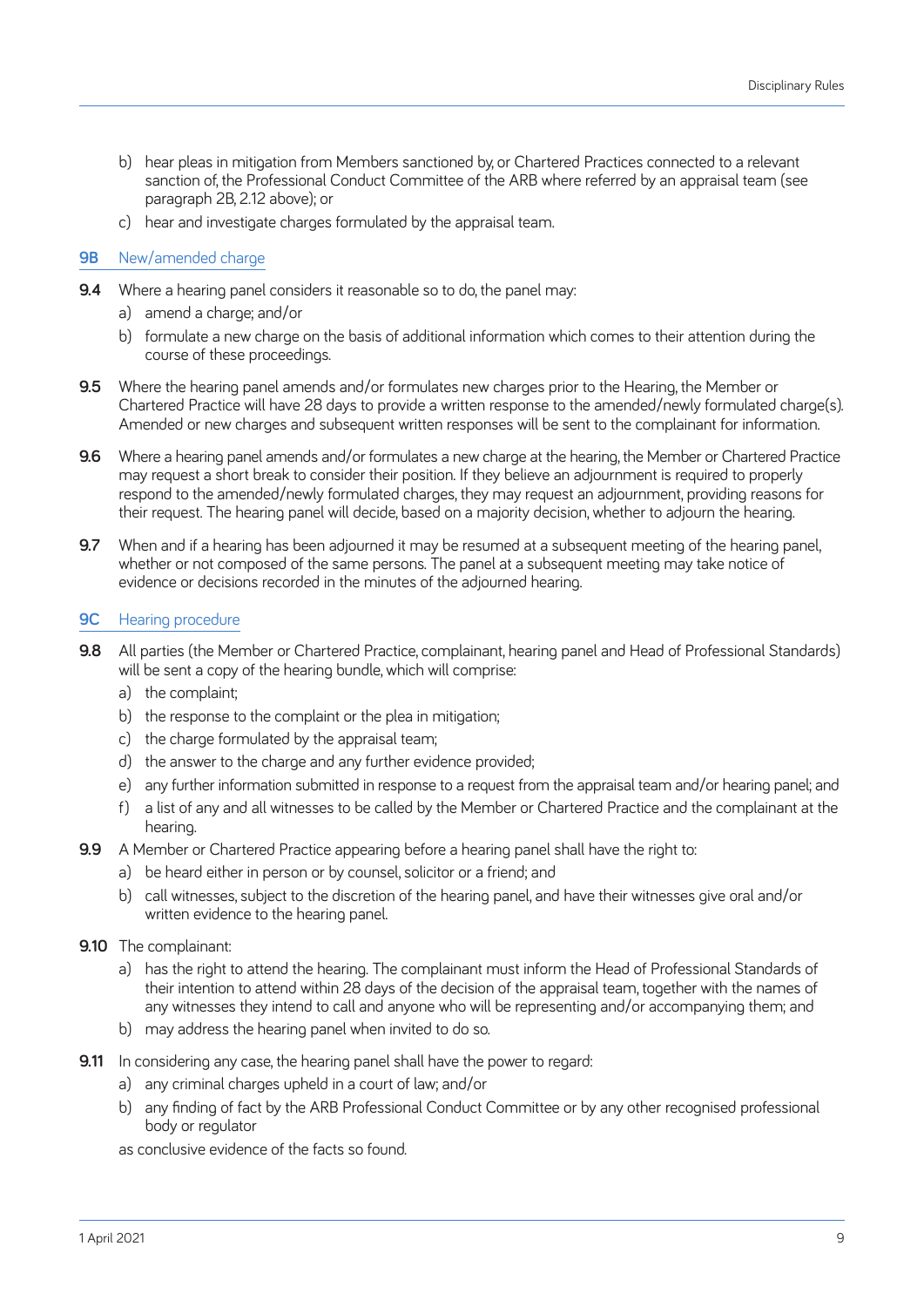b) hear pleas in mitigation from Members sanctioned by, or Chartered Practices connected to a relevant sanction of, the Professional Conduct Committee of the ARB where referred by an appraisal team (see paragraph 2B, 2.12 above); or

c) hear and investigate charges formulated by the appraisal team.

## 9B New/amended charge

**9.4** Where a hearing panel considers it reasonable so to do, the panel may:

a) amend a charge; and/or

b) formulate a new charge on the basis of additional information which comes to their attention during the course of these proceedings.

**9.5** Where the hearing panel amends and/or formulates new charges prior to the Hearing, the Member or Chartered Practice will have 28 days to provide a written response to the amended/newly formulated charge(s). Amended or new charges and subsequent written responses will be sent to the complainant for information.

**9.6** Where a hearing panel amends and/or formulates a new charge at the hearing, the Member or Chartered Practice may request a short break to consider their position. If they believe an adjournment is required to properly respond to the amended/newly formulated charges, they may request an adjournment, providing reasons for their request. The hearing panel will decide, based on a majority decision, whether to adjourn the hearing.

**9.7** When and if a hearing has been adjourned it may be resumed at a subsequent meeting of the hearing panel, whether or not composed of the same persons. The panel at a subsequent meeting may take notice of evidence or decisions recorded in the minutes of the adjourned hearing.

## 9C Hearing procedure

**9.8** All parties (the Member or Chartered Practice, complainant, hearing panel and Head of Professional Standards) will be sent a copy of the hearing bundle, which will comprise:

a) the complaint;

b) the response to the complaint or the plea in mitigation;

c) the charge formulated by the appraisal team;

d) the answer to the charge and any further evidence provided;

e) any further information submitted in response to a request from the appraisal team and/or hearing panel; and

f) a list of any and all witnesses to be called by the Member or Chartered Practice and the complainant at the hearing.

**9.9** A Member or Chartered Practice appearing before a hearing panel shall have the right to:

a) be heard either in person or by counsel, solicitor or a friend; and

b) call witnesses, subject to the discretion of the hearing panel, and have their witnesses give oral and/or written evidence to the hearing panel.

**9.10** The complainant:

a) has the right to attend the hearing. The complainant must inform the Head of Professional Standards of their intention to attend within 28 days of the decision of the appraisal team, together with the names of any witnesses they intend to call and anyone who will be representing and/or accompanying them; and

b) may address the hearing panel when invited to do so.

**9.11** In considering any case, the hearing panel shall have the power to regard:

a) any criminal charges upheld in a court of law; and/or

b) any finding of fact by the ARB Professional Conduct Committee or by any other recognised professional body or regulator

as conclusive evidence of the facts so found.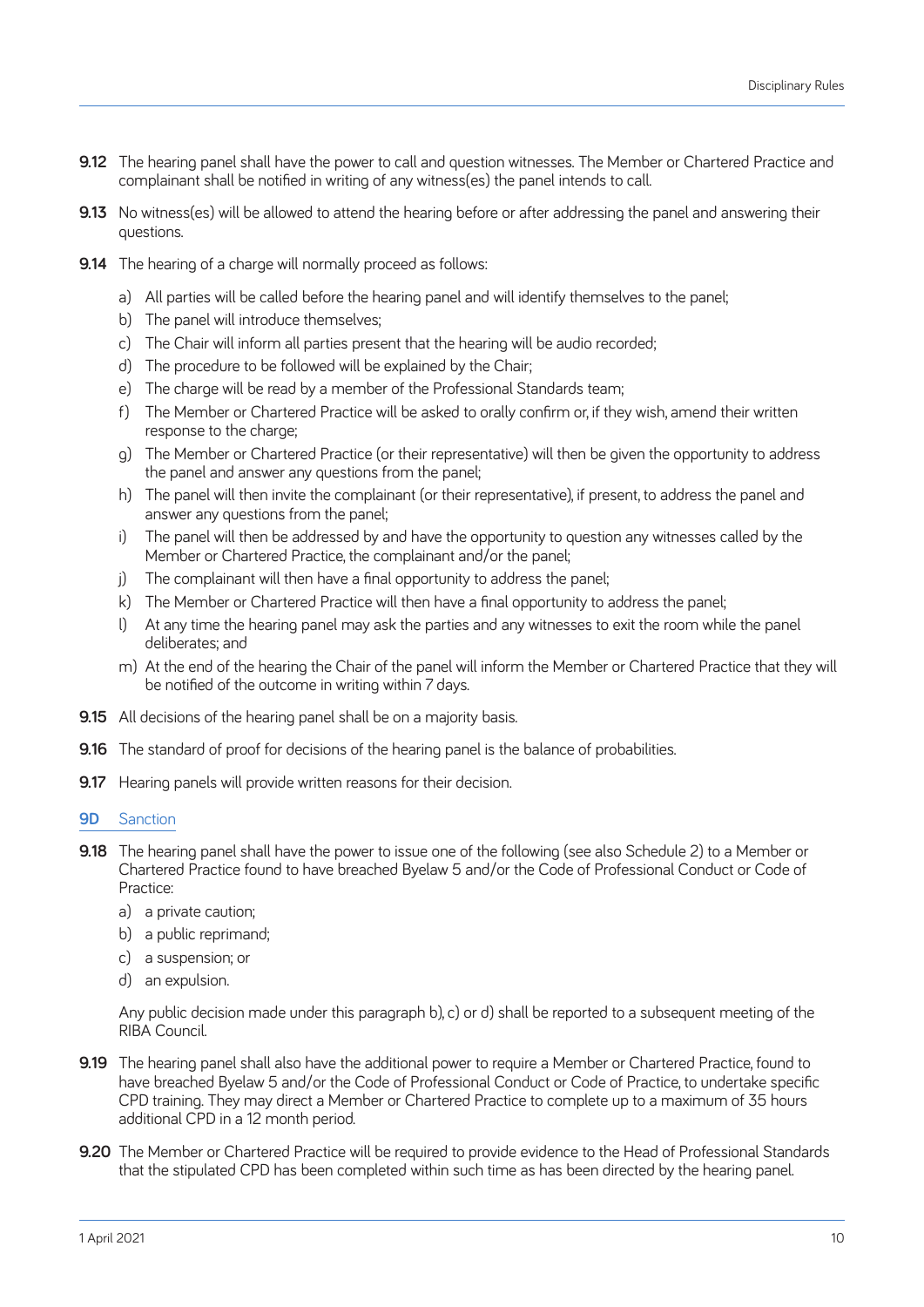**9.12** The hearing panel shall have the power to call and question witnesses. The Member or Chartered Practice and complainant shall be notified in writing of any witness(es) the panel intends to call.

**9.13** No witness(es) will be allowed to attend the hearing before or after addressing the panel and answering their questions.

**9.14** The hearing of a charge will normally proceed as follows:

a) All parties will be called before the hearing panel and will identify themselves to the panel;

b) The panel will introduce themselves;

c) The Chair will inform all parties present that the hearing will be audio recorded;

d) The procedure to be followed will be explained by the Chair;

e) The charge will be read by a member of the Professional Standards team;

f) The Member or Chartered Practice will be asked to orally confirm or, if they wish, amend their written response to the charge;

g) The Member or Chartered Practice (or their representative) will then be given the opportunity to address the panel and answer any questions from the panel;

h) The panel will then invite the complainant (or their representative), if present, to address the panel and answer any questions from the panel;

i) The panel will then be addressed by and have the opportunity to question any witnesses called by the Member or Chartered Practice, the complainant and/or the panel;

j) The complainant will then have a final opportunity to address the panel;

k) The Member or Chartered Practice will then have a final opportunity to address the panel;

l) At any time the hearing panel may ask the parties and any witnesses to exit the room while the panel deliberates; and

m) At the end of the hearing the Chair of the panel will inform the Member or Chartered Practice that they will be notified of the outcome in writing within 7 days.

**9.15** All decisions of the hearing panel shall be on a majority basis.

**9.16** The standard of proof for decisions of the hearing panel is the balance of probabilities.

**9.17** Hearing panels will provide written reasons for their decision.

## 9D Sanction

**9.18** The hearing panel shall have the power to issue one of the following (see also Schedule 2) to a Member or Chartered Practice found to have breached Byelaw 5 and/or the Code of Professional Conduct or Code of Practice:

a) a private caution;

b) a public reprimand;

c) a suspension; or

d) an expulsion.

Any public decision made under this paragraph b), c) or d) shall be reported to a subsequent meeting of the RIBA Council.

**9.19** The hearing panel shall also have the additional power to require a Member or Chartered Practice, found to have breached Byelaw 5 and/or the Code of Professional Conduct or Code of Practice, to undertake specific CPD training. They may direct a Member or Chartered Practice to complete up to a maximum of 35 hours additional CPD in a 12 month period.

**9.20** The Member or Chartered Practice will be required to provide evidence to the Head of Professional Standards that the stipulated CPD has been completed within such time as has been directed by the hearing panel.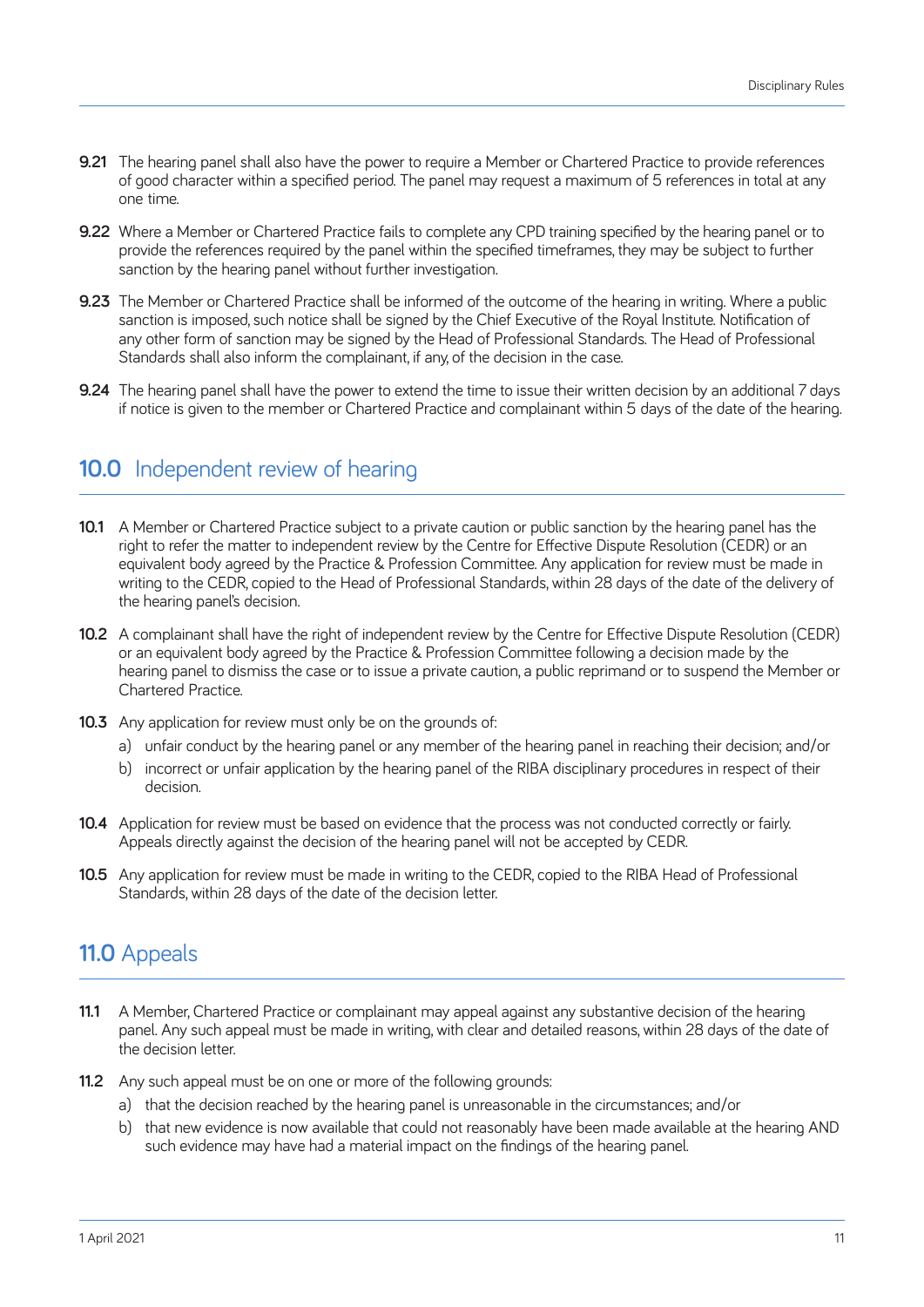**9.21** The hearing panel shall also have the power to require a Member or Chartered Practice to provide references of good character within a specified period. The panel may request a maximum of 5 references in total at any one time.

**9.22** Where a Member or Chartered Practice fails to complete any CPD training specified by the hearing panel or to provide the references required by the panel within the specified timeframes, they may be subject to further sanction by the hearing panel without further investigation.

**9.23** The Member or Chartered Practice shall be informed of the outcome of the hearing in writing. Where a public sanction is imposed, such notice shall be signed by the Chief Executive of the Royal Institute. Notification of any other form of sanction may be signed by the Head of Professional Standards. The Head of Professional Standards shall also inform the complainant, if any, of the decision in the case.

**9.24** The hearing panel shall have the power to extend the time to issue their written decision by an additional 7 days if notice is given to the member or Chartered Practice and complainant within 5 days of the date of the hearing.

## 10.0 Independent review of hearing

**10.1** A Member or Chartered Practice subject to a private caution or public sanction by the hearing panel has the right to refer the matter to independent review by the Centre for Effective Dispute Resolution (CEDR) or an equivalent body agreed by the Practice & Profession Committee. Any application for review must be made in writing to the CEDR, copied to the Head of Professional Standards, within 28 days of the date of the delivery of the hearing panel's decision.

**10.2** A complainant shall have the right of independent review by the Centre for Effective Dispute Resolution (CEDR) or an equivalent body agreed by the Practice & Profession Committee following a decision made by the hearing panel to dismiss the case or to issue a private caution, a public reprimand or to suspend the Member or Chartered Practice.

**10.3** Any application for review must only be on the grounds of:

a) unfair conduct by the hearing panel or any member of the hearing panel in reaching their decision; and/or

b) incorrect or unfair application by the hearing panel of the RIBA disciplinary procedures in respect of their decision.

**10.4** Application for review must be based on evidence that the process was not conducted correctly or fairly. Appeals directly against the decision of the hearing panel will not be accepted by CEDR.

**10.5** Any application for review must be made in writing to the CEDR, copied to the RIBA Head of Professional Standards, within 28 days of the date of the decision letter.

## 11.0 Appeals

**11.1** A Member, Chartered Practice or complainant may appeal against any substantive decision of the hearing panel. Any such appeal must be made in writing, with clear and detailed reasons, within 28 days of the date of the decision letter.

**11.2** Any such appeal must be on one or more of the following grounds:

a) that the decision reached by the hearing panel is unreasonable in the circumstances; and/or

b) that new evidence is now available that could not reasonably have been made available at the hearing AND such evidence may have had a material impact on the findings of the hearing panel.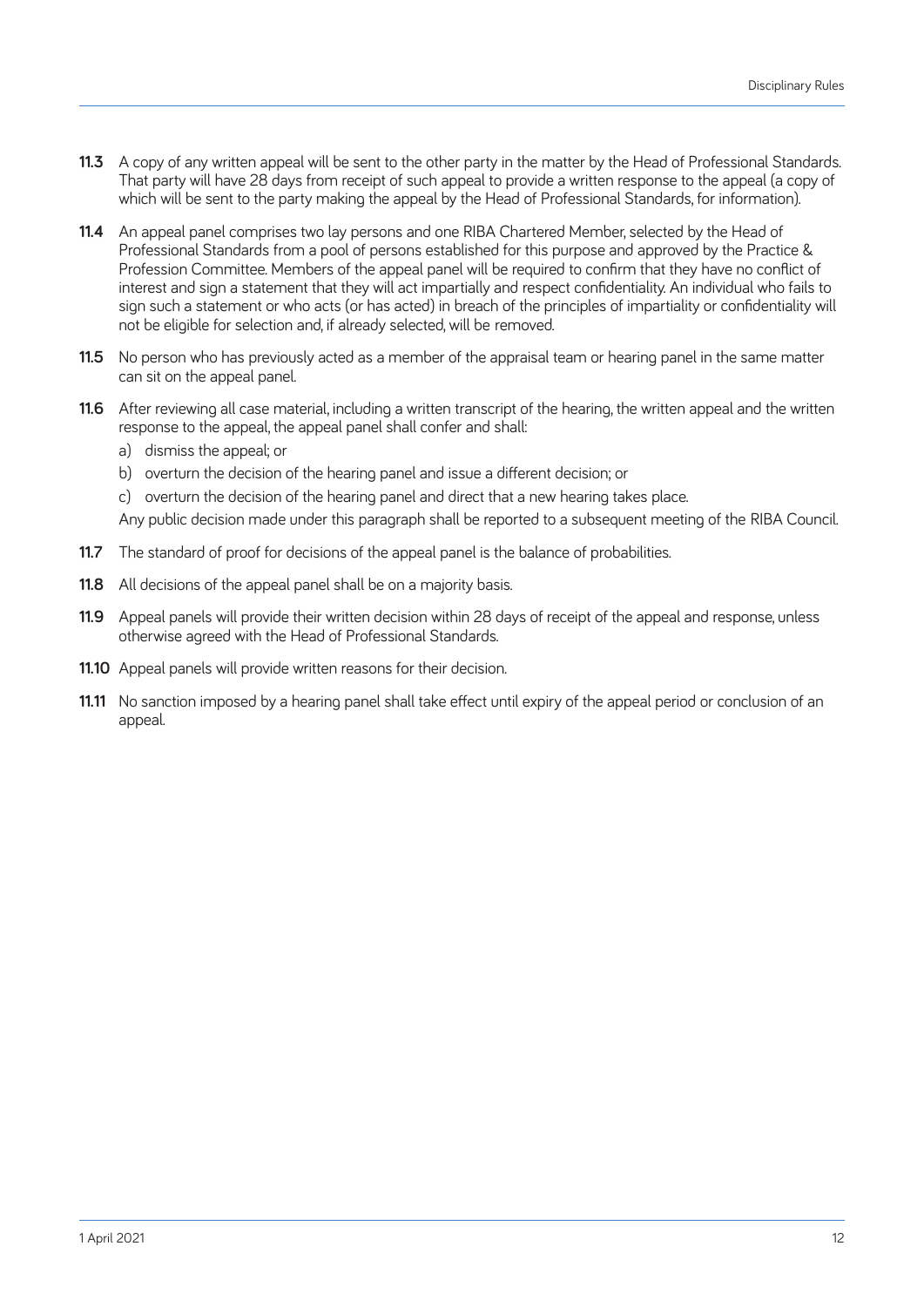**11.3** A copy of any written appeal will be sent to the other party in the matter by the Head of Professional Standards. That party will have 28 days from receipt of such appeal to provide a written response to the appeal (a copy of which will be sent to the party making the appeal by the Head of Professional Standards, for information).

**11.4** An appeal panel comprises two lay persons and one RIBA Chartered Member, selected by the Head of Professional Standards from a pool of persons established for this purpose and approved by the Practice & Profession Committee. Members of the appeal panel will be required to confirm that they have no conflict of interest and sign a statement that they will act impartially and respect confidentiality. An individual who fails to sign such a statement or who acts (or has acted) in breach of the principles of impartiality or confidentiality will not be eligible for selection and, if already selected, will be removed.

**11.5** No person who has previously acted as a member of the appraisal team or hearing panel in the same matter can sit on the appeal panel.

**11.6** After reviewing all case material, including a written transcript of the hearing, the written appeal and the written response to the appeal, the appeal panel shall confer and shall:

a) dismiss the appeal; or

b) overturn the decision of the hearing panel and issue a different decision; or

c) overturn the decision of the hearing panel and direct that a new hearing takes place.

Any public decision made under this paragraph shall be reported to a subsequent meeting of the RIBA Council.

**11.7** The standard of proof for decisions of the appeal panel is the balance of probabilities.

**11.8** All decisions of the appeal panel shall be on a majority basis.

**11.9** Appeal panels will provide their written decision within 28 days of receipt of the appeal and response, unless otherwise agreed with the Head of Professional Standards.

**11.10** Appeal panels will provide written reasons for their decision.

**11.11** No sanction imposed by a hearing panel shall take effect until expiry of the appeal period or conclusion of an appeal.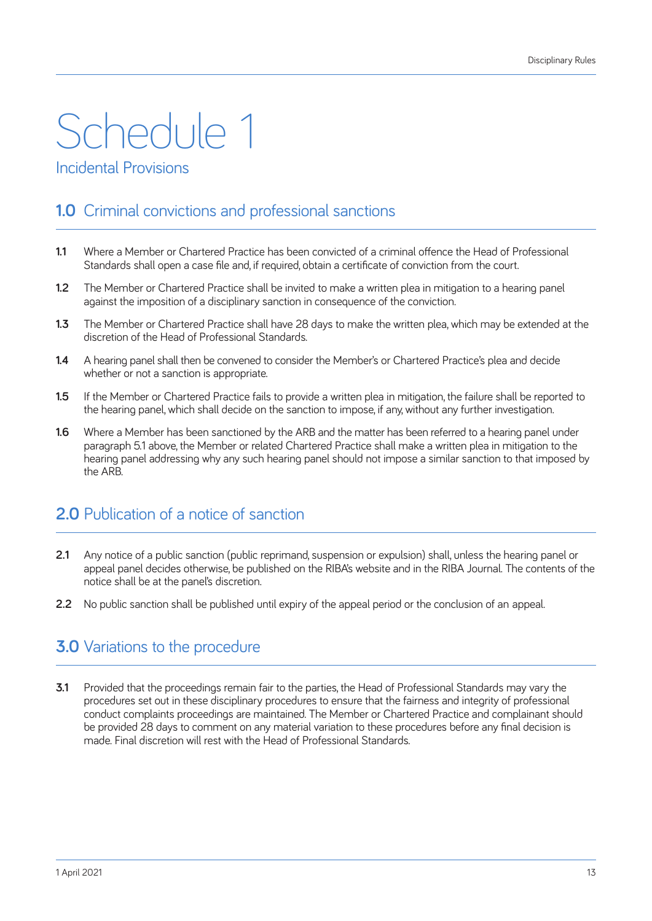# Schedule 1

Incidental Provisions

## 1.0 Criminal convictions and professional sanctions

**1.1** Where a Member or Chartered Practice has been convicted of a criminal offence the Head of Professional Standards shall open a case file and, if required, obtain a certificate of conviction from the court.

**1.2** The Member or Chartered Practice shall be invited to make a written plea in mitigation to a hearing panel against the imposition of a disciplinary sanction in consequence of the conviction.

**1.3** The Member or Chartered Practice shall have 28 days to make the written plea, which may be extended at the discretion of the Head of Professional Standards.

**1.4** A hearing panel shall then be convened to consider the Member's or Chartered Practice's plea and decide whether or not a sanction is appropriate.

**1.5** If the Member or Chartered Practice fails to provide a written plea in mitigation, the failure shall be reported to the hearing panel, which shall decide on the sanction to impose, if any, without any further investigation.

**1.6** Where a Member has been sanctioned by the ARB and the matter has been referred to a hearing panel under paragraph 5.1 above, the Member or related Chartered Practice shall make a written plea in mitigation to the hearing panel addressing why any such hearing panel should not impose a similar sanction to that imposed by the ARB.

## 2.0 Publication of a notice of sanction

**2.1** Any notice of a public sanction (public reprimand, suspension or expulsion) shall, unless the hearing panel or appeal panel decides otherwise, be published on the RIBA's website and in the RIBA Journal. The contents of the notice shall be at the panel's discretion.

**2.2** No public sanction shall be published until expiry of the appeal period or the conclusion of an appeal.

## 3.0 Variations to the procedure

**3.1** Provided that the proceedings remain fair to the parties, the Head of Professional Standards may vary the procedures set out in these disciplinary procedures to ensure that the fairness and integrity of professional conduct complaints proceedings are maintained. The Member or Chartered Practice and complainant should be provided 28 days to comment on any material variation to these procedures before any final decision is made. Final discretion will rest with the Head of Professional Standards.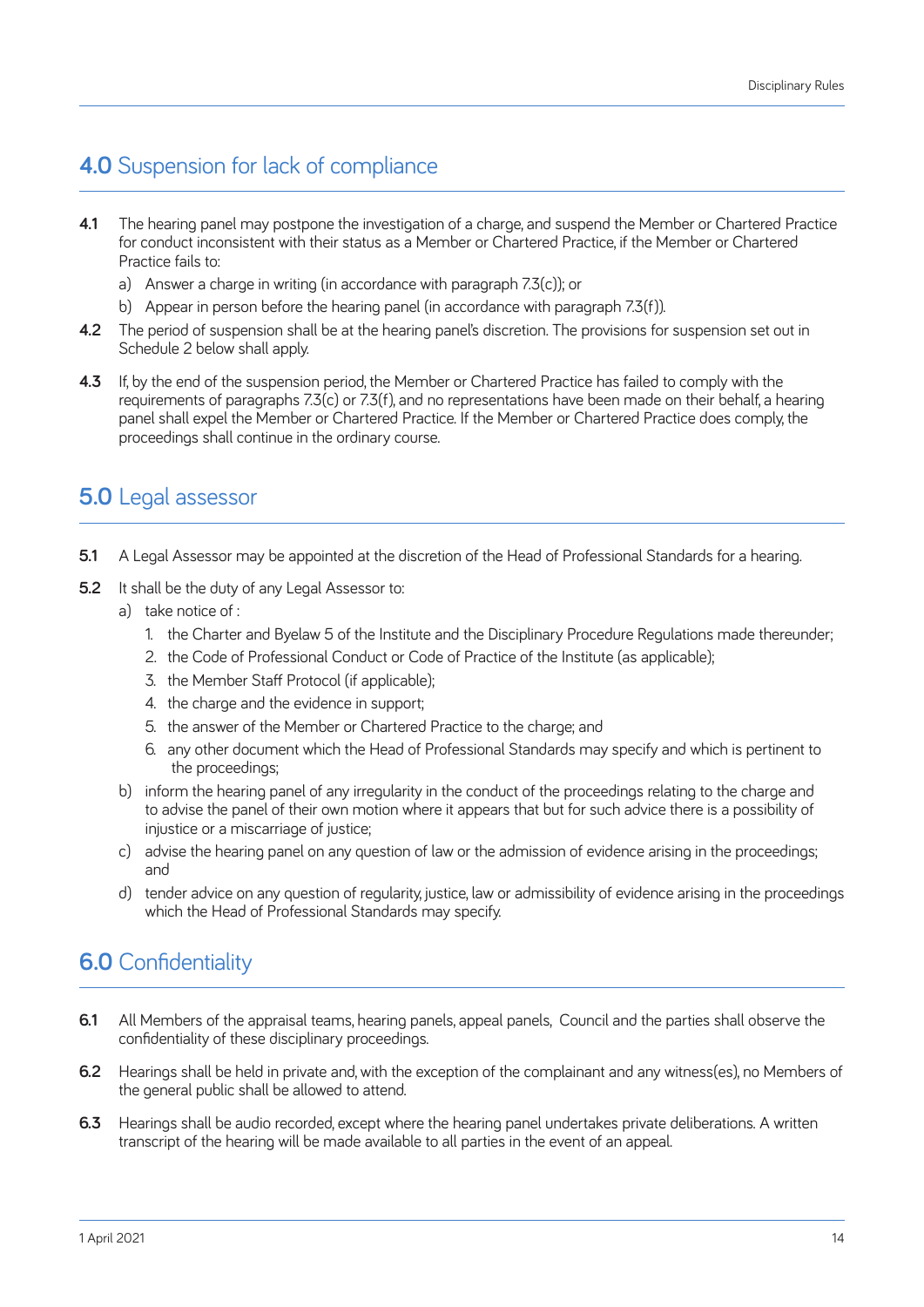## 4.0 Suspension for lack of compliance

**4.1** The hearing panel may postpone the investigation of a charge, and suspend the Member or Chartered Practice for conduct inconsistent with their status as a Member or Chartered Practice, if the Member or Chartered Practice fails to:

a) Answer a charge in writing (in accordance with paragraph 7.3(c)); or

b) Appear in person before the hearing panel (in accordance with paragraph 7.3(f)).

**4.2** The period of suspension shall be at the hearing panel's discretion. The provisions for suspension set out in Schedule 2 below shall apply.

**4.3** If, by the end of the suspension period, the Member or Chartered Practice has failed to comply with the requirements of paragraphs 7.3(c) or 7.3(f), and no representations have been made on their behalf, a hearing panel shall expel the Member or Chartered Practice. If the Member or Chartered Practice does comply, the proceedings shall continue in the ordinary course.

## 5.0 Legal assessor

**5.1** A Legal Assessor may be appointed at the discretion of the Head of Professional Standards for a hearing.

**5.2** It shall be the duty of any Legal Assessor to:

a) take notice of :

1. the Charter and Byelaw 5 of the Institute and the Disciplinary Procedure Regulations made thereunder;
2. the Code of Professional Conduct or Code of Practice of the Institute (as applicable);
3. the Member Staff Protocol (if applicable);
4. the charge and the evidence in support;
5. the answer of the Member or Chartered Practice to the charge; and
6. any other document which the Head of Professional Standards may specify and which is pertinent to the proceedings;

b) inform the hearing panel of any irregularity in the conduct of the proceedings relating to the charge and to advise the panel of their own motion where it appears that but for such advice there is a possibility of injustice or a miscarriage of justice;

c) advise the hearing panel on any question of law or the admission of evidence arising in the proceedings; and

d) tender advice on any question of regularity, justice, law or admissibility of evidence arising in the proceedings which the Head of Professional Standards may specify.

## 6.0 Confidentiality

**6.1** All Members of the appraisal teams, hearing panels, appeal panels, Council and the parties shall observe the confidentiality of these disciplinary proceedings.

**6.2** Hearings shall be held in private and, with the exception of the complainant and any witness(es), no Members of the general public shall be allowed to attend.

**6.3** Hearings shall be audio recorded, except where the hearing panel undertakes private deliberations. A written transcript of the hearing will be made available to all parties in the event of an appeal.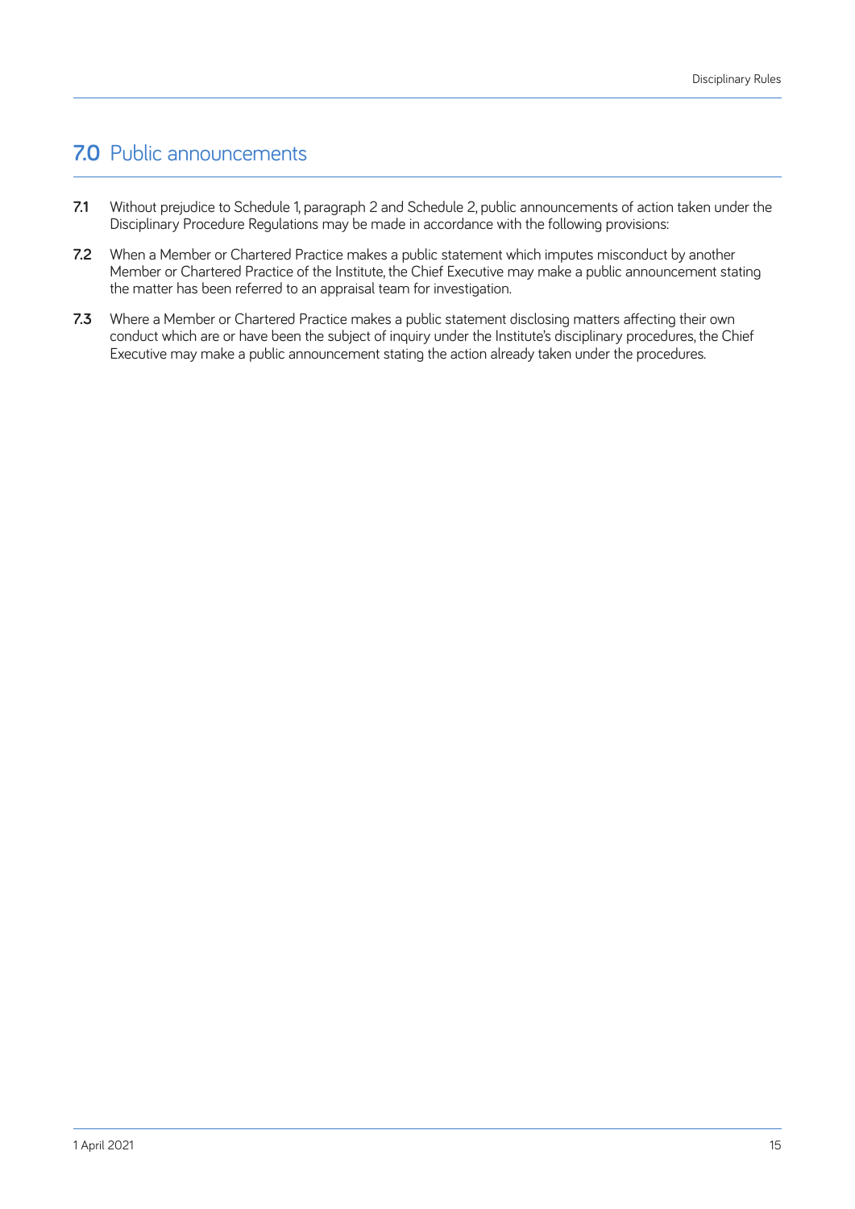## 7.0 Public announcements

**7.1** Without prejudice to Schedule 1, paragraph 2 and Schedule 2, public announcements of action taken under the Disciplinary Procedure Regulations may be made in accordance with the following provisions:

**7.2** When a Member or Chartered Practice makes a public statement which imputes misconduct by another Member or Chartered Practice of the Institute, the Chief Executive may make a public announcement stating the matter has been referred to an appraisal team for investigation.

**7.3** Where a Member or Chartered Practice makes a public statement disclosing matters affecting their own conduct which are or have been the subject of inquiry under the Institute's disciplinary procedures, the Chief Executive may make a public announcement stating the action already taken under the procedures.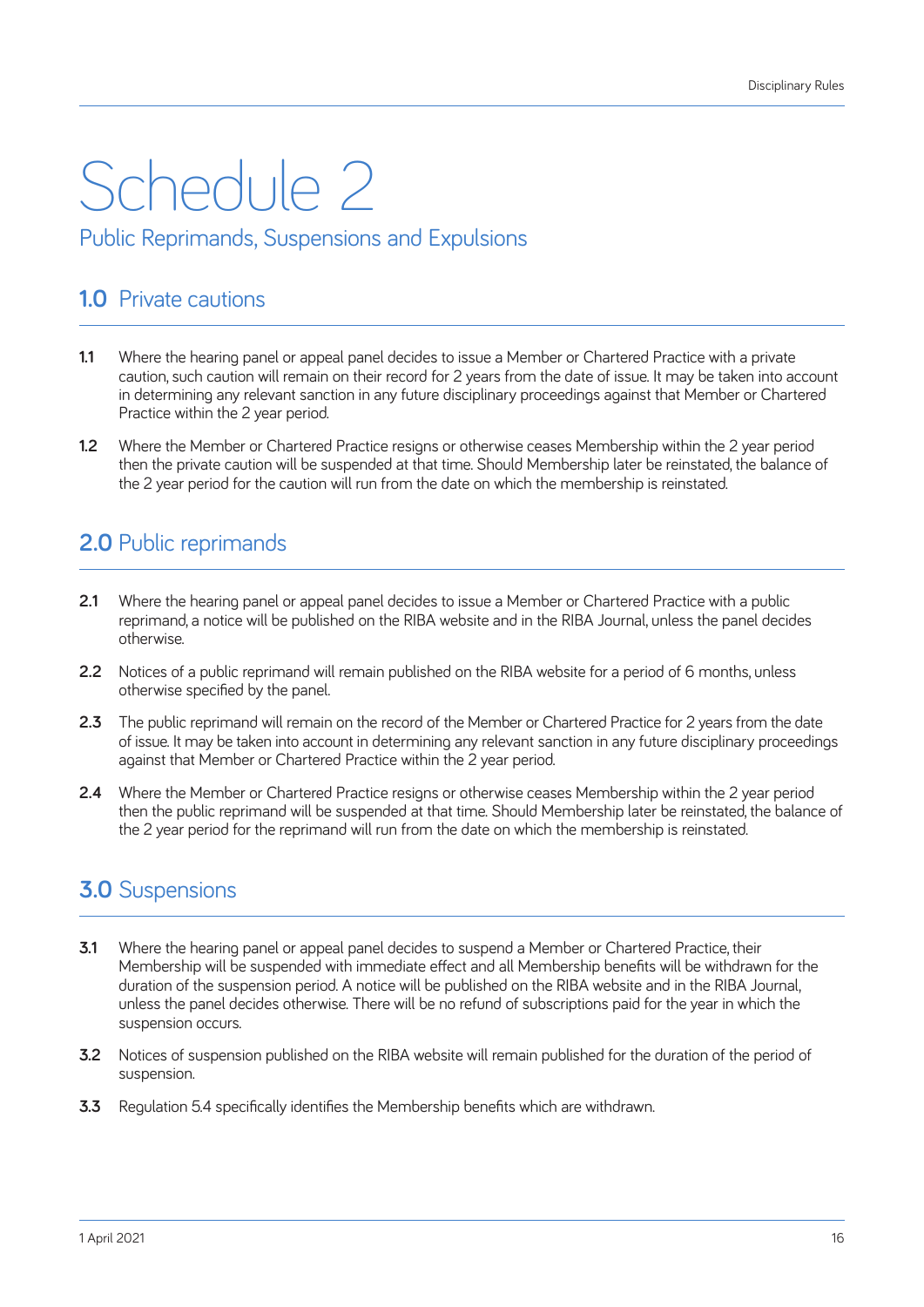# Schedule 2

## Public Reprimands, Suspensions and Expulsions

### 1.0 Private cautions

**1.1** Where the hearing panel or appeal panel decides to issue a Member or Chartered Practice with a private caution, such caution will remain on their record for 2 years from the date of issue. It may be taken into account in determining any relevant sanction in any future disciplinary proceedings against that Member or Chartered Practice within the 2 year period.

**1.2** Where the Member or Chartered Practice resigns or otherwise ceases Membership within the 2 year period then the private caution will be suspended at that time. Should Membership later be reinstated, the balance of the 2 year period for the caution will run from the date on which the membership is reinstated.

### 2.0 Public reprimands

**2.1** Where the hearing panel or appeal panel decides to issue a Member or Chartered Practice with a public reprimand, a notice will be published on the RIBA website and in the RIBA Journal, unless the panel decides otherwise.

**2.2** Notices of a public reprimand will remain published on the RIBA website for a period of 6 months, unless otherwise specified by the panel.

**2.3** The public reprimand will remain on the record of the Member or Chartered Practice for 2 years from the date of issue. It may be taken into account in determining any relevant sanction in any future disciplinary proceedings against that Member or Chartered Practice within the 2 year period.

**2.4** Where the Member or Chartered Practice resigns or otherwise ceases Membership within the 2 year period then the public reprimand will be suspended at that time. Should Membership later be reinstated, the balance of the 2 year period for the reprimand will run from the date on which the membership is reinstated.

### 3.0 Suspensions

**3.1** Where the hearing panel or appeal panel decides to suspend a Member or Chartered Practice, their Membership will be suspended with immediate effect and all Membership benefits will be withdrawn for the duration of the suspension period. A notice will be published on the RIBA website and in the RIBA Journal, unless the panel decides otherwise. There will be no refund of subscriptions paid for the year in which the suspension occurs.

**3.2** Notices of suspension published on the RIBA website will remain published for the duration of the period of suspension.

**3.3** Regulation 5.4 specifically identifies the Membership benefits which are withdrawn.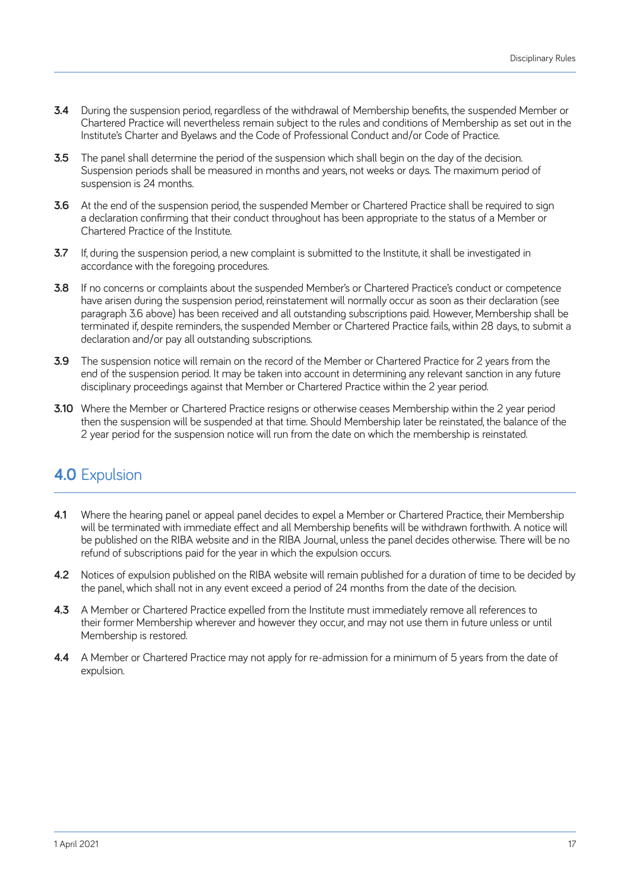**3.4** During the suspension period, regardless of the withdrawal of Membership benefits, the suspended Member or Chartered Practice will nevertheless remain subject to the rules and conditions of Membership as set out in the Institute's Charter and Byelaws and the Code of Professional Conduct and/or Code of Practice.

**3.5** The panel shall determine the period of the suspension which shall begin on the day of the decision. Suspension periods shall be measured in months and years, not weeks or days. The maximum period of suspension is 24 months.

**3.6** At the end of the suspension period, the suspended Member or Chartered Practice shall be required to sign a declaration confirming that their conduct throughout has been appropriate to the status of a Member or Chartered Practice of the Institute.

**3.7** If, during the suspension period, a new complaint is submitted to the Institute, it shall be investigated in accordance with the foregoing procedures.

**3.8** If no concerns or complaints about the suspended Member's or Chartered Practice's conduct or competence have arisen during the suspension period, reinstatement will normally occur as soon as their declaration (see paragraph 3.6 above) has been received and all outstanding subscriptions paid. However, Membership shall be terminated if, despite reminders, the suspended Member or Chartered Practice fails, within 28 days, to submit a declaration and/or pay all outstanding subscriptions.

**3.9** The suspension notice will remain on the record of the Member or Chartered Practice for 2 years from the end of the suspension period. It may be taken into account in determining any relevant sanction in any future disciplinary proceedings against that Member or Chartered Practice within the 2 year period.

**3.10** Where the Member or Chartered Practice resigns or otherwise ceases Membership within the 2 year period then the suspension will be suspended at that time. Should Membership later be reinstated, the balance of the 2 year period for the suspension notice will run from the date on which the membership is reinstated.

## 4.0 Expulsion

**4.1** Where the hearing panel or appeal panel decides to expel a Member or Chartered Practice, their Membership will be terminated with immediate effect and all Membership benefits will be withdrawn forthwith. A notice will be published on the RIBA website and in the RIBA Journal, unless the panel decides otherwise. There will be no refund of subscriptions paid for the year in which the expulsion occurs.

**4.2** Notices of expulsion published on the RIBA website will remain published for a duration of time to be decided by the panel, which shall not in any event exceed a period of 24 months from the date of the decision.

**4.3** A Member or Chartered Practice expelled from the Institute must immediately remove all references to their former Membership wherever and however they occur, and may not use them in future unless or until Membership is restored.

**4.4** A Member or Chartered Practice may not apply for re-admission for a minimum of 5 years from the date of expulsion.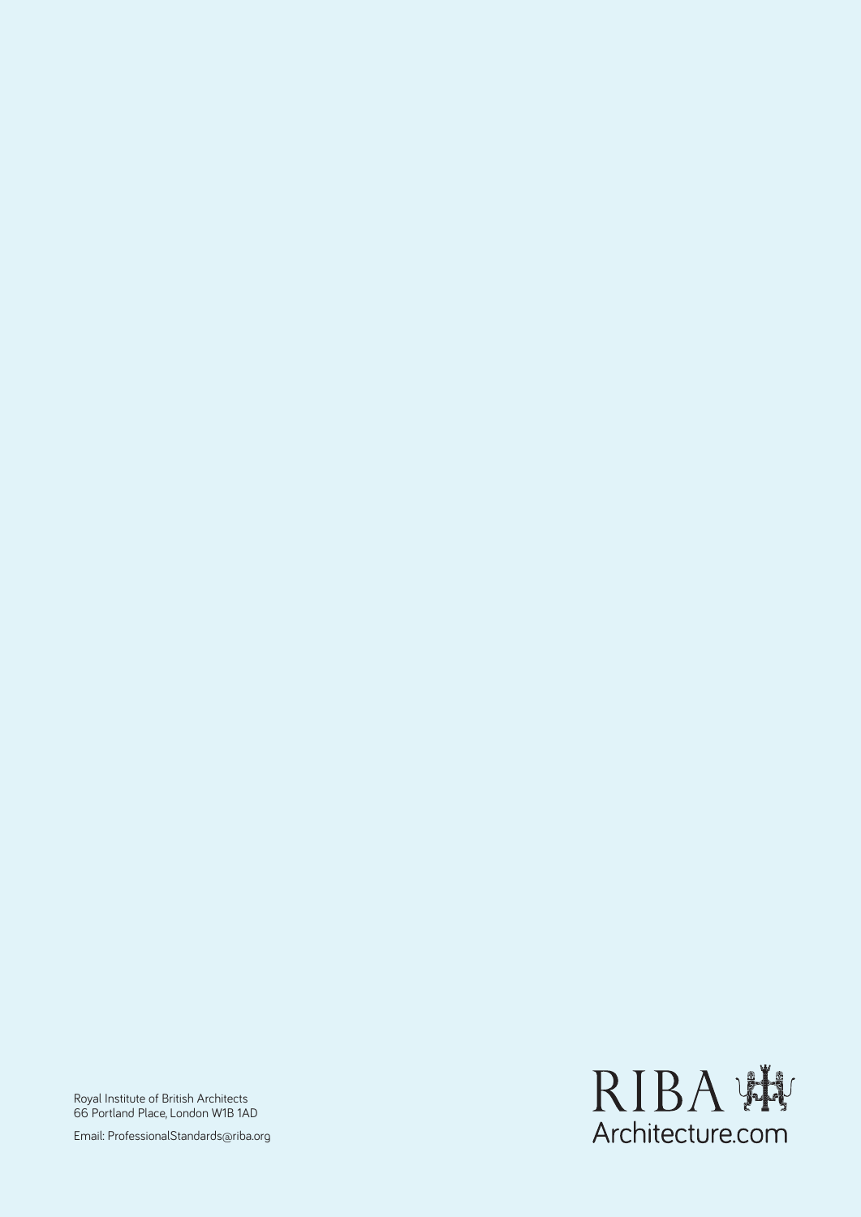Royal Institute of British Architects
66 Portland Place, London W1B 1AD

Email: ProfessionalStandards@riba.org

RIBA
Architecture.com